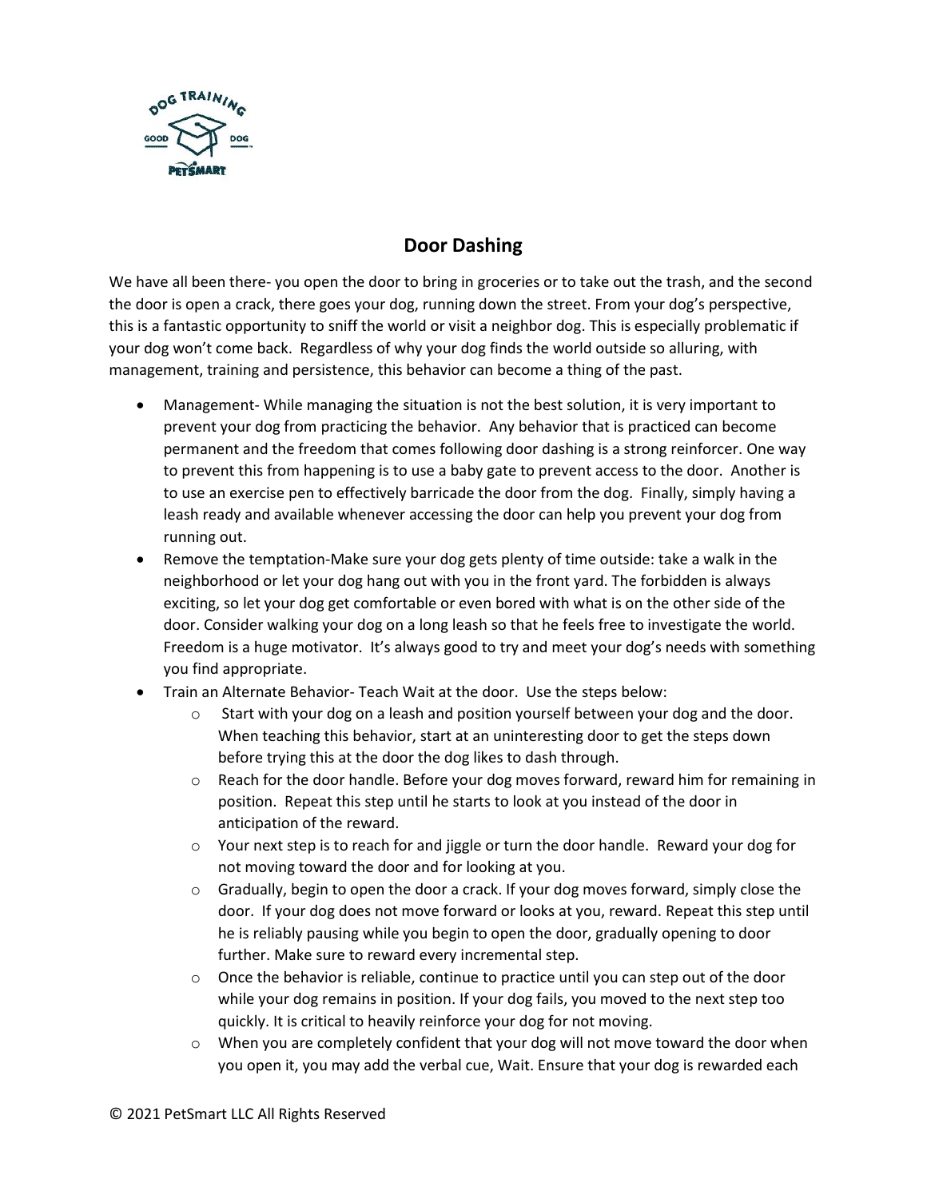# Door Dashing

We have all been there- you open the door to bring in groceries or to take out the trash, and the second the door is open a crack, there goes your dog, running down the street. From your dog's perspective, this is a fantastic opportunity to sniff the world or visit a neighbor dog. This is especially problematic if your dog won't come back. Regardless of why your dog finds the world outside so alluring, with management, training and persistence, this behavior can become a thing of the past.

- Management- While managing the situation is not the best solution, it is very important to prevent your dog from practicing the behavior. Any behavior that is practiced can become permanent and the freedom that comes following door dashing is a strong reinforcer. One way to prevent this from happening is to use a baby gate to prevent access to the door. Another is to use an exercise pen to effectively barricade the door from the dog. Finally, simply having a leash ready and available whenever accessing the door can help you prevent your dog from running out.
- Remove the temptation-Make sure your dog gets plenty of time outside: take a walk in the neighborhood or let your dog hang out with you in the front yard. The forbidden is always exciting, so let your dog get comfortable or even bored with what is on the other side of the door. Consider walking your dog on a long leash so that he feels free to investigate the world. Freedom is a huge motivator. It's always good to try and meet your dog's needs with something you find appropriate.
- Train an Alternate Behavior- Teach Wait at the door. Use the steps below:
  - Start with your dog on a leash and position yourself between your dog and the door. When teaching this behavior, start at an uninteresting door to get the steps down before trying this at the door the dog likes to dash through.
  - Reach for the door handle. Before your dog moves forward, reward him for remaining in position. Repeat this step until he starts to look at you instead of the door in anticipation of the reward.
  - Your next step is to reach for and jiggle or turn the door handle. Reward your dog for not moving toward the door and for looking at you.
  - Gradually, begin to open the door a crack. If your dog moves forward, simply close the door. If your dog does not move forward or looks at you, reward. Repeat this step until he is reliably pausing while you begin to open the door, gradually opening to door further. Make sure to reward every incremental step.
  - Once the behavior is reliable, continue to practice until you can step out of the door while your dog remains in position. If your dog fails, you moved to the next step too quickly. It is critical to heavily reinforce your dog for not moving.
  - When you are completely confident that your dog will not move toward the door when you open it, you may add the verbal cue, Wait. Ensure that your dog is rewarded each

© 2021 PetSmart LLC All Rights Reserved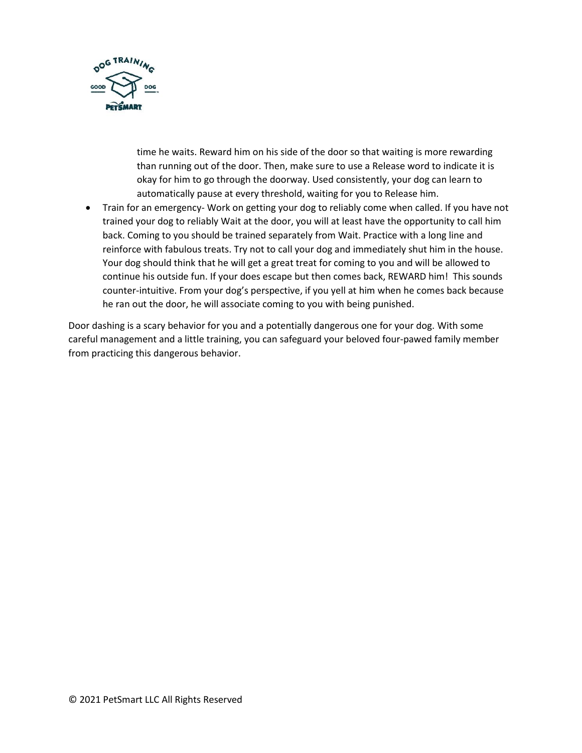time he waits. Reward him on his side of the door so that waiting is more rewarding than running out of the door. Then, make sure to use a Release word to indicate it is okay for him to go through the doorway. Used consistently, your dog can learn to automatically pause at every threshold, waiting for you to Release him.

- Train for an emergency- Work on getting your dog to reliably come when called. If you have not trained your dog to reliably Wait at the door, you will at least have the opportunity to call him back. Coming to you should be trained separately from Wait. Practice with a long line and reinforce with fabulous treats. Try not to call your dog and immediately shut him in the house. Your dog should think that he will get a great treat for coming to you and will be allowed to continue his outside fun. If your does escape but then comes back, REWARD him! This sounds counter-intuitive. From your dog's perspective, if you yell at him when he comes back because he ran out the door, he will associate coming to you with being punished.

Door dashing is a scary behavior for you and a potentially dangerous one for your dog. With some careful management and a little training, you can safeguard your beloved four-pawed family member from practicing this dangerous behavior.

© 2021 PetSmart LLC All Rights Reserved